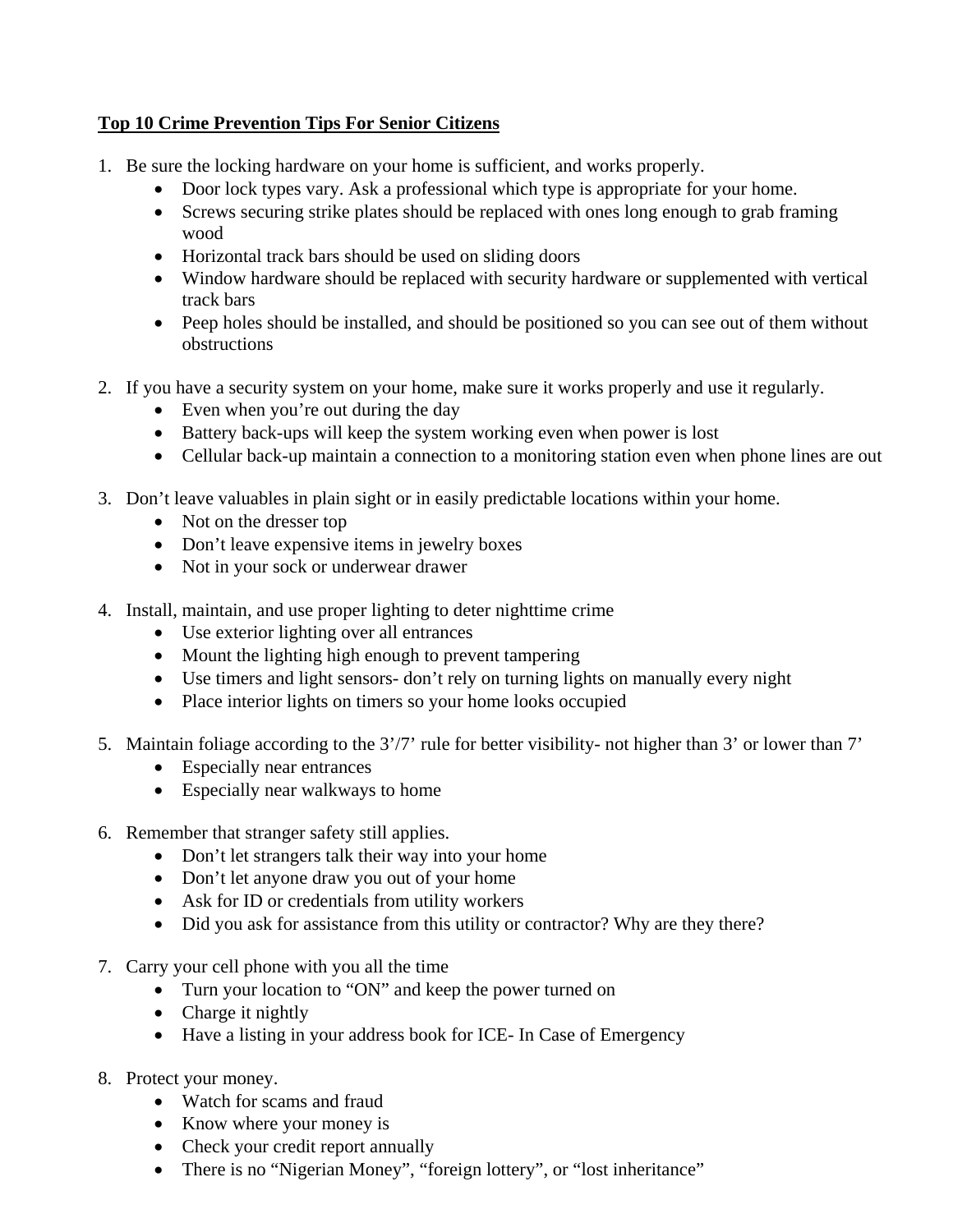**Top 10 Crime Prevention Tips For Senior Citizens**

1. Be sure the locking hardware on your home is sufficient, and works properly.
    - Door lock types vary. Ask a professional which type is appropriate for your home.
    - Screws securing strike plates should be replaced with ones long enough to grab framing wood
    - Horizontal track bars should be used on sliding doors
    - Window hardware should be replaced with security hardware or supplemented with vertical track bars
    - Peep holes should be installed, and should be positioned so you can see out of them without obstructions

2. If you have a security system on your home, make sure it works properly and use it regularly.
    - Even when you're out during the day
    - Battery back-ups will keep the system working even when power is lost
    - Cellular back-up maintain a connection to a monitoring station even when phone lines are out

3. Don't leave valuables in plain sight or in easily predictable locations within your home.
    - Not on the dresser top
    - Don't leave expensive items in jewelry boxes
    - Not in your sock or underwear drawer

4. Install, maintain, and use proper lighting to deter nighttime crime
    - Use exterior lighting over all entrances
    - Mount the lighting high enough to prevent tampering
    - Use timers and light sensors- don't rely on turning lights on manually every night
    - Place interior lights on timers so your home looks occupied

5. Maintain foliage according to the 3'/7' rule for better visibility- not higher than 3' or lower than 7'
    - Especially near entrances
    - Especially near walkways to home

6. Remember that stranger safety still applies.
    - Don't let strangers talk their way into your home
    - Don't let anyone draw you out of your home
    - Ask for ID or credentials from utility workers
    - Did you ask for assistance from this utility or contractor? Why are they there?

7. Carry your cell phone with you all the time
    - Turn your location to "ON" and keep the power turned on
    - Charge it nightly
    - Have a listing in your address book for ICE- In Case of Emergency

8. Protect your money.
    - Watch for scams and fraud
    - Know where your money is
    - Check your credit report annually
    - There is no "Nigerian Money", "foreign lottery", or "lost inheritance"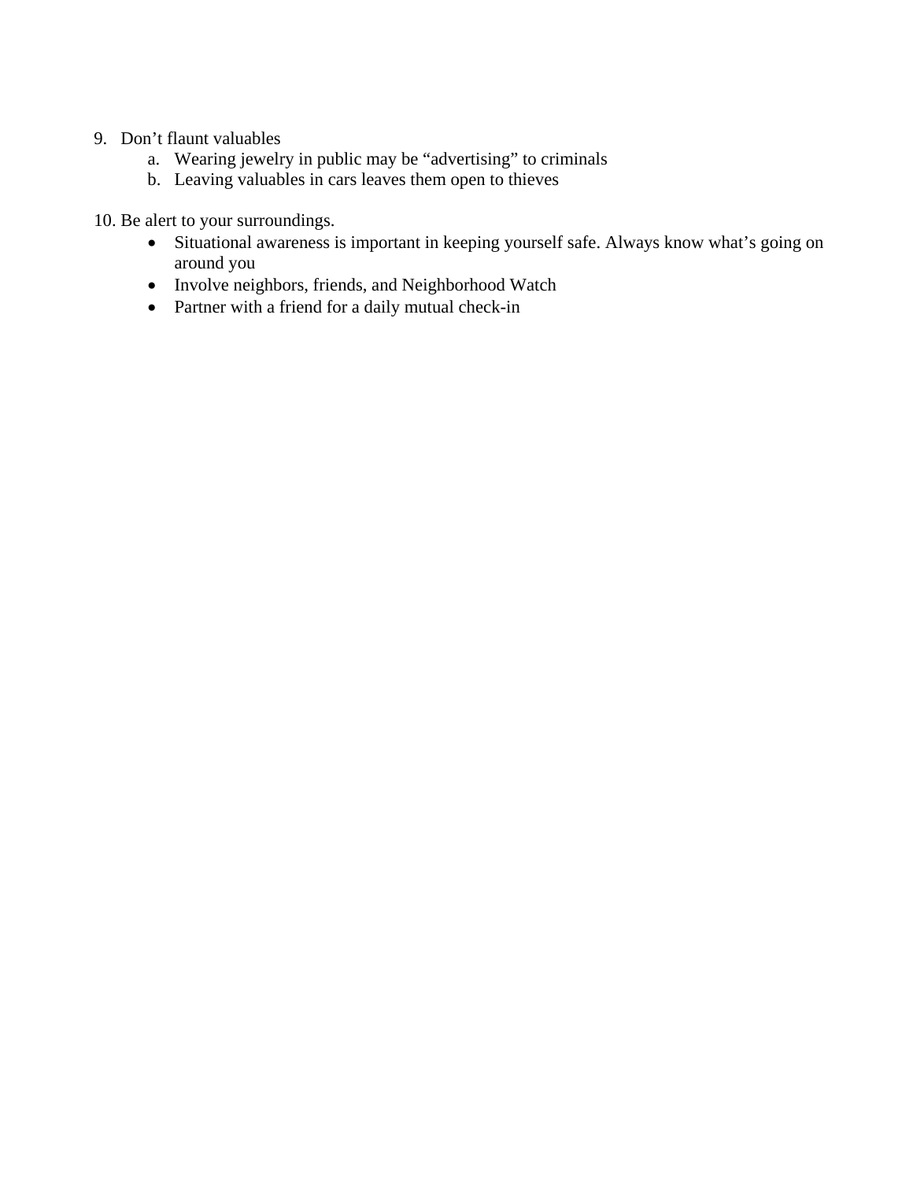9. Don’t flaunt valuables
    a. Wearing jewelry in public may be “advertising” to criminals
    b. Leaving valuables in cars leaves them open to thieves

10. Be alert to your surroundings.
    - Situational awareness is important in keeping yourself safe. Always know what’s going on around you
    - Involve neighbors, friends, and Neighborhood Watch
    - Partner with a friend for a daily mutual check-in